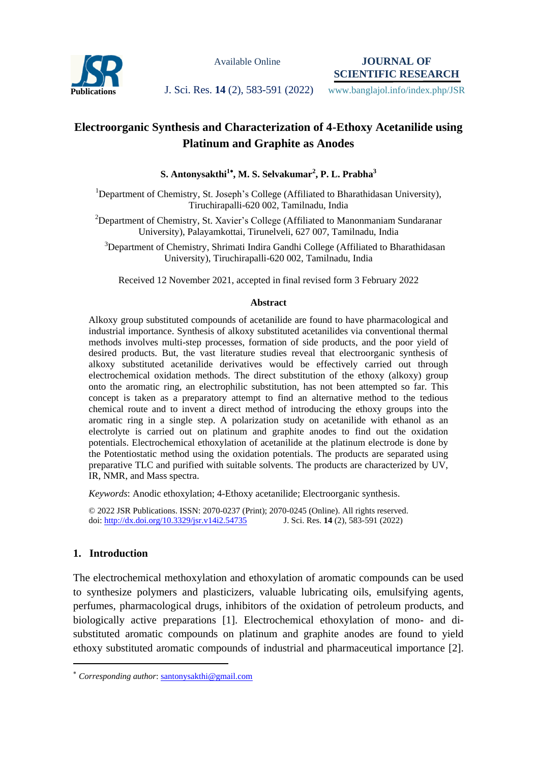# Electroorganic Synthesis and Characterization of 4-Ethoxy Acetanilide using Platinum and Graphite as Anodes

**S. Antonysakthi[1*], M. S. Selvakumar[2], P. L. Prabha[3]**

[1]Department of Chemistry, St. Joseph's College (Affiliated to Bharathidasan University), Tiruchirapalli-620 002, Tamilnadu, India

[2]Department of Chemistry, St. Xavier's College (Affiliated to Manonmaniam Sundaranar University), Palayamkottai, Tirunelveli, 627 007, Tamilnadu, India

[3]Department of Chemistry, Shrimati Indira Gandhi College (Affiliated to Bharathidasan University), Tiruchirapalli-620 002, Tamilnadu, India

Received 12 November 2021, accepted in final revised form 3 February 2022

### Abstract

Alkoxy group substituted compounds of acetanilide are found to have pharmacological and industrial importance. Synthesis of alkoxy substituted acetanilides via conventional thermal methods involves multi-step processes, formation of side products, and the poor yield of desired products. But, the vast literature studies reveal that electroorganic synthesis of alkoxy substituted acetanilide derivatives would be effectively carried out through electrochemical oxidation methods. The direct substitution of the ethoxy (alkoxy) group onto the aromatic ring, an electrophilic substitution, has not been attempted so far. This concept is taken as a preparatory attempt to find an alternative method to the tedious chemical route and to invent a direct method of introducing the ethoxy groups into the aromatic ring in a single step. A polarization study on acetanilide with ethanol as an electrolyte is carried out on platinum and graphite anodes to find out the oxidation potentials. Electrochemical ethoxylation of acetanilide at the platinum electrode is done by the Potentiostatic method using the oxidation potentials. The products are separated using preparative TLC and purified with suitable solvents. The products are characterized by UV, IR, NMR, and Mass spectra.

*Keywords*: Anodic ethoxylation; 4-Ethoxy acetanilide; Electroorganic synthesis.

© 2022 JSR Publications. ISSN: 2070-0237 (Print); 2070-0245 (Online). All rights reserved.
doi: http://dx.doi.org/10.3329/jsr.v14i2.54735

## 1. Introduction

The electrochemical methoxylation and ethoxylation of aromatic compounds can be used to synthesize polymers and plasticizers, valuable lubricating oils, emulsifying agents, perfumes, pharmacological drugs, inhibitors of the oxidation of petroleum products, and biologically active preparations [1]. Electrochemical ethoxylation of mono- and di-substituted aromatic compounds on platinum and graphite anodes are found to yield ethoxy substituted aromatic compounds of industrial and pharmaceutical importance [2].

---

[*] *Corresponding author*: santonysakthi@gmail.com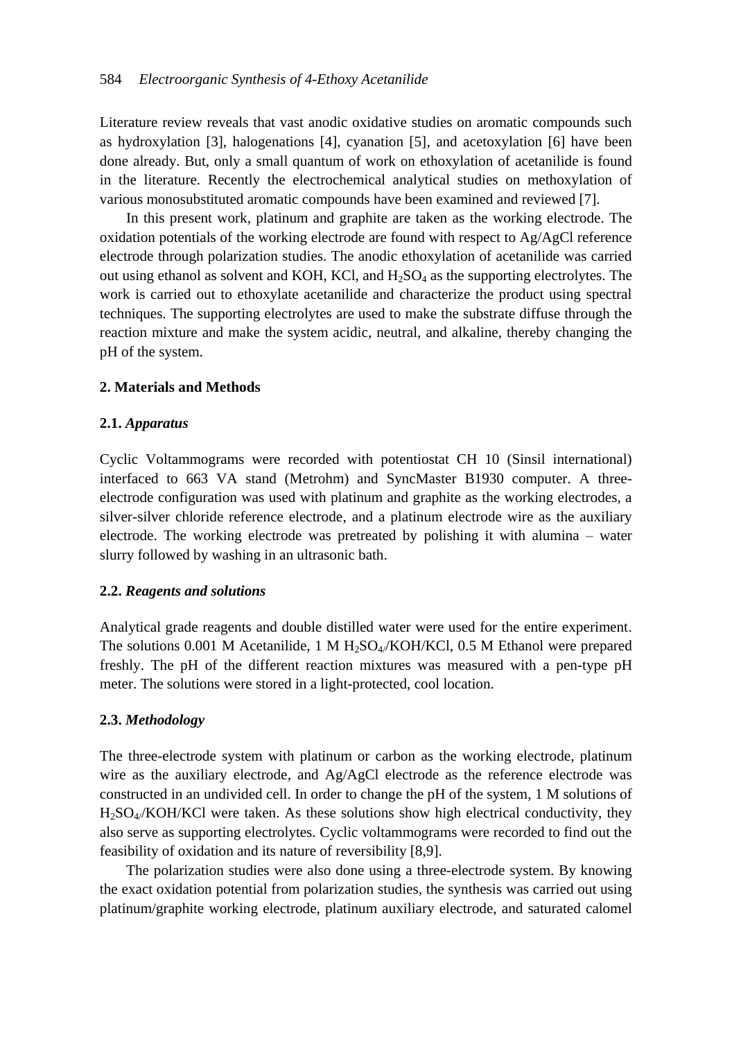Literature review reveals that vast anodic oxidative studies on aromatic compounds such as hydroxylation [3], halogenations [4], cyanation [5], and acetoxylation [6] have been done already. But, only a small quantum of work on ethoxylation of acetanilide is found in the literature. Recently the electrochemical analytical studies on methoxylation of various monosubstituted aromatic compounds have been examined and reviewed [7].

In this present work, platinum and graphite are taken as the working electrode. The oxidation potentials of the working electrode are found with respect to Ag/AgCl reference electrode through polarization studies. The anodic ethoxylation of acetanilide was carried out using ethanol as solvent and KOH, KCl, and $H_2SO_4$ as the supporting electrolytes. The work is carried out to ethoxylate acetanilide and characterize the product using spectral techniques. The supporting electrolytes are used to make the substrate diffuse through the reaction mixture and make the system acidic, neutral, and alkaline, thereby changing the pH of the system.

## 2. Materials and Methods

### 2.1. *Apparatus*

Cyclic Voltammograms were recorded with potentiostat CH 10 (Sinsil international) interfaced to 663 VA stand (Metrohm) and SyncMaster B1930 computer. A three-electrode configuration was used with platinum and graphite as the working electrodes, a silver-silver chloride reference electrode, and a platinum electrode wire as the auxiliary electrode. The working electrode was pretreated by polishing it with alumina – water slurry followed by washing in an ultrasonic bath.

### 2.2. *Reagents and solutions*

Analytical grade reagents and double distilled water were used for the entire experiment. The solutions 0.001 M Acetanilide, 1 M $H_2SO_4$/KOH/KCl, 0.5 M Ethanol were prepared freshly. The pH of the different reaction mixtures was measured with a pen-type pH meter. The solutions were stored in a light-protected, cool location.

### 2.3. *Methodology*

The three-electrode system with platinum or carbon as the working electrode, platinum wire as the auxiliary electrode, and Ag/AgCl electrode as the reference electrode was constructed in an undivided cell. In order to change the pH of the system, 1 M solutions of $H_2SO_4$/KOH/KCl were taken. As these solutions show high electrical conductivity, they also serve as supporting electrolytes. Cyclic voltammograms were recorded to find out the feasibility of oxidation and its nature of reversibility [8,9].

The polarization studies were also done using a three-electrode system. By knowing the exact oxidation potential from polarization studies, the synthesis was carried out using platinum/graphite working electrode, platinum auxiliary electrode, and saturated calomel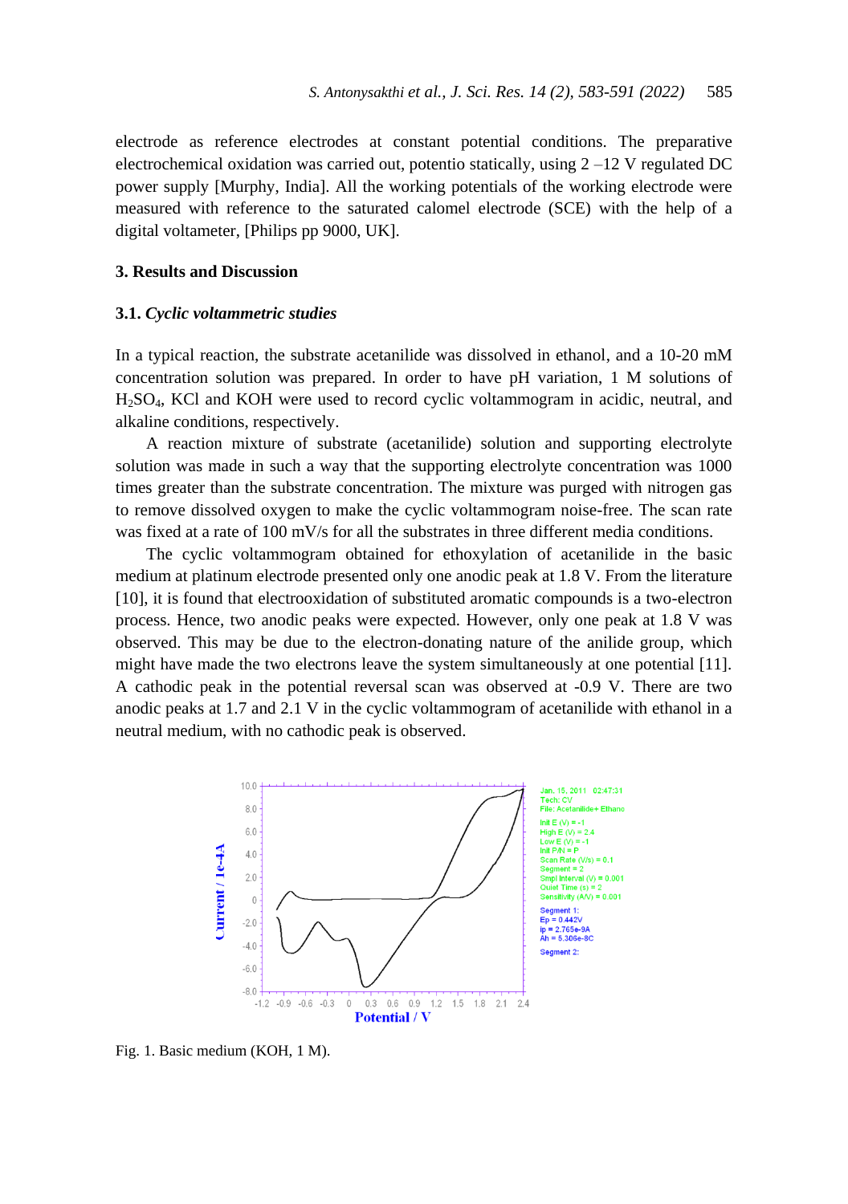electrode as reference electrodes at constant potential conditions. The preparative electrochemical oxidation was carried out, potentio statically, using 2 –12 V regulated DC power supply [Murphy, India]. All the working potentials of the working electrode were measured with reference to the saturated calomel electrode (SCE) with the help of a digital voltameter, [Philips pp 9000, UK].

## 3. Results and Discussion

### 3.1. *Cyclic voltammetric studies*

In a typical reaction, the substrate acetanilide was dissolved in ethanol, and a 10-20 mM concentration solution was prepared. In order to have pH variation, 1 M solutions of $H_2SO_4$, KCl and KOH were used to record cyclic voltammogram in acidic, neutral, and alkaline conditions, respectively.

A reaction mixture of substrate (acetanilide) solution and supporting electrolyte solution was made in such a way that the supporting electrolyte concentration was 1000 times greater than the substrate concentration. The mixture was purged with nitrogen gas to remove dissolved oxygen to make the cyclic voltammogram noise-free. The scan rate was fixed at a rate of 100 mV/s for all the substrates in three different media conditions.

The cyclic voltammogram obtained for ethoxylation of acetanilide in the basic medium at platinum electrode presented only one anodic peak at 1.8 V. From the literature [10], it is found that electrooxidation of substituted aromatic compounds is a two-electron process. Hence, two anodic peaks were expected. However, only one peak at 1.8 V was observed. This may be due to the electron-donating nature of the anilide group, which might have made the two electrons leave the system simultaneously at one potential [11]. A cathodic peak in the potential reversal scan was observed at -0.9 V. There are two anodic peaks at 1.7 and 2.1 V in the cyclic voltammogram of acetanilide with ethanol in a neutral medium, with no cathodic peak is observed.

Fig. 1. Basic medium (KOH, 1 M).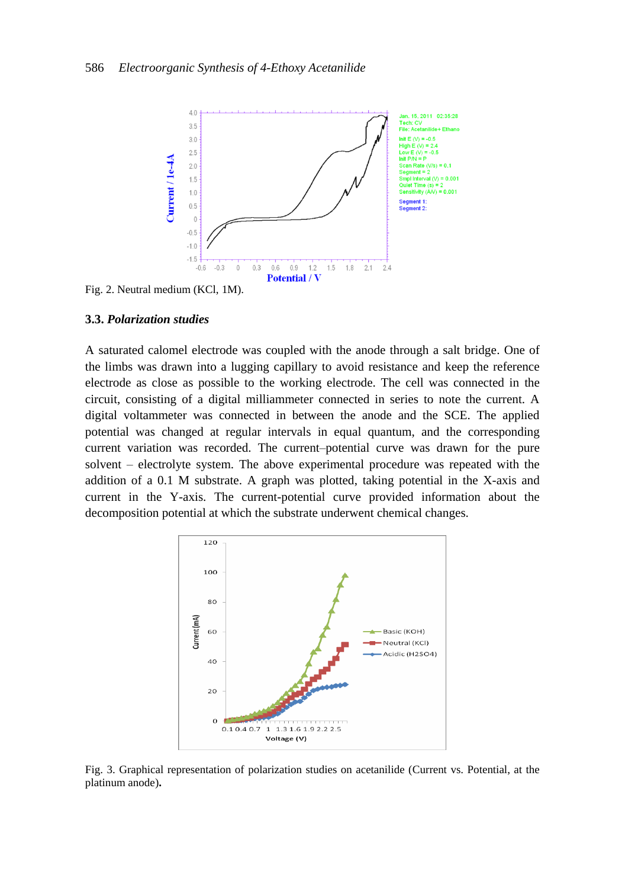Fig. 2. Neutral medium (KCl, 1M).

### 3.3. *Polarization studies*

A saturated calomel electrode was coupled with the anode through a salt bridge. One of the limbs was drawn into a lugging capillary to avoid resistance and keep the reference electrode as close as possible to the working electrode. The cell was connected in the circuit, consisting of a digital milliammeter connected in series to note the current. A digital voltammeter was connected in between the anode and the SCE. The applied potential was changed at regular intervals in equal quantum, and the corresponding current variation was recorded. The current–potential curve was drawn for the pure solvent – electrolyte system. The above experimental procedure was repeated with the addition of a 0.1 M substrate. A graph was plotted, taking potential in the X-axis and current in the Y-axis. The current-potential curve provided information about the decomposition potential at which the substrate underwent chemical changes.

Fig. 3. Graphical representation of polarization studies on acetanilide (Current vs. Potential, at the platinum anode).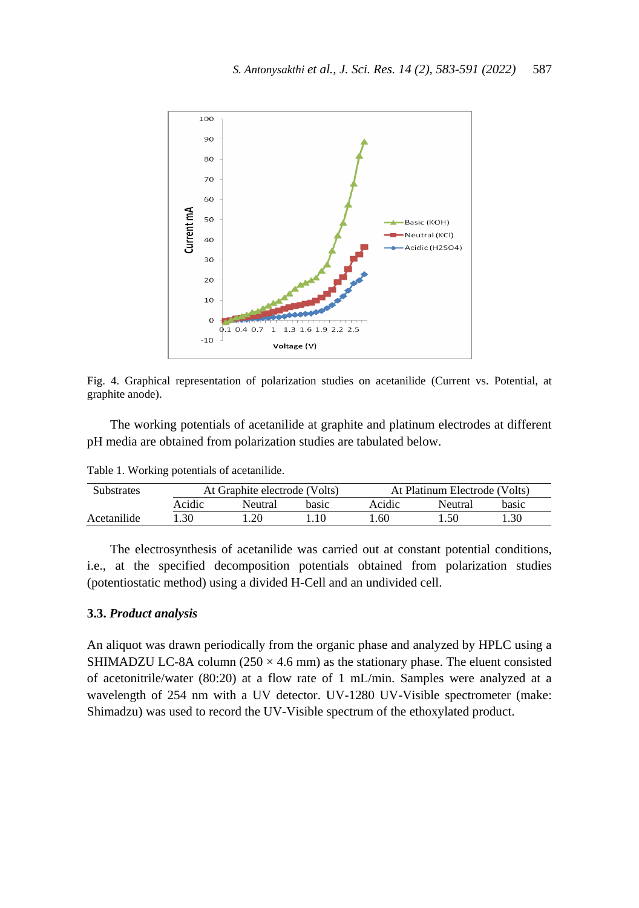Fig. 4. Graphical representation of polarization studies on acetanilide (Current vs. Potential, at graphite anode).

The working potentials of acetanilide at graphite and platinum electrodes at different pH media are obtained from polarization studies are tabulated below.

Table 1. Working potentials of acetanilide.

| Substrates | At Graphite electrode (Volts) | | | At Platinum Electrode (Volts) | | |
|---|---|---|---|---|---|---|
| | Acidic | Neutral | basic | Acidic | Neutral | basic |
| Acetanilide | 1.30 | 1.20 | 1.10 | 1.60 | 1.50 | 1.30 |

The electrosynthesis of acetanilide was carried out at constant potential conditions, i.e., at the specified decomposition potentials obtained from polarization studies (potentiostatic method) using a divided H-Cell and an undivided cell.

### 3.3. *Product analysis*

An aliquot was drawn periodically from the organic phase and analyzed by HPLC using a SHIMADZU LC-8A column (250 × 4.6 mm) as the stationary phase. The eluent consisted of acetonitrile/water (80:20) at a flow rate of 1 mL/min. Samples were analyzed at a wavelength of 254 nm with a UV detector. UV-1280 UV-Visible spectrometer (make: Shimadzu) was used to record the UV-Visible spectrum of the ethoxylated product.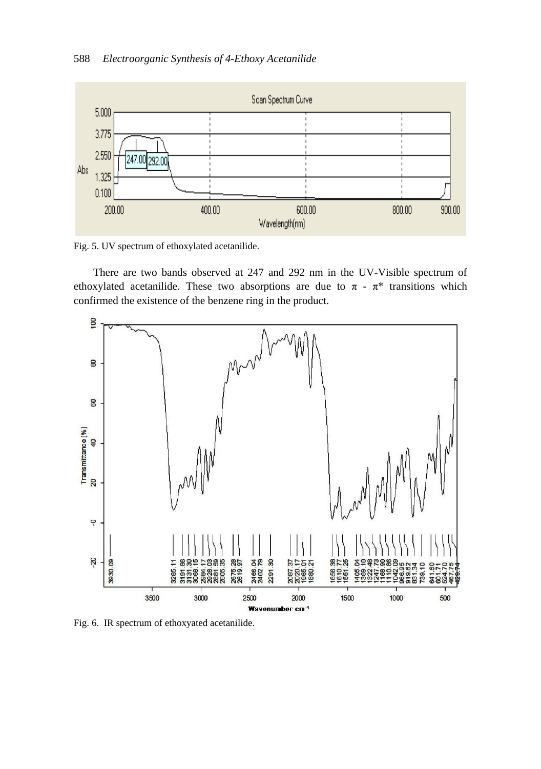Fig. 5. UV spectrum of ethoxylated acetanilide.

There are two bands observed at 247 and 292 nm in the UV-Visible spectrum of ethoxylated acetanilide. These two absorptions are due to $\pi$ - $\pi^*$ transitions which confirmed the existence of the benzene ring in the product.

Fig. 6. IR spectrum of ethoxyated acetanilide.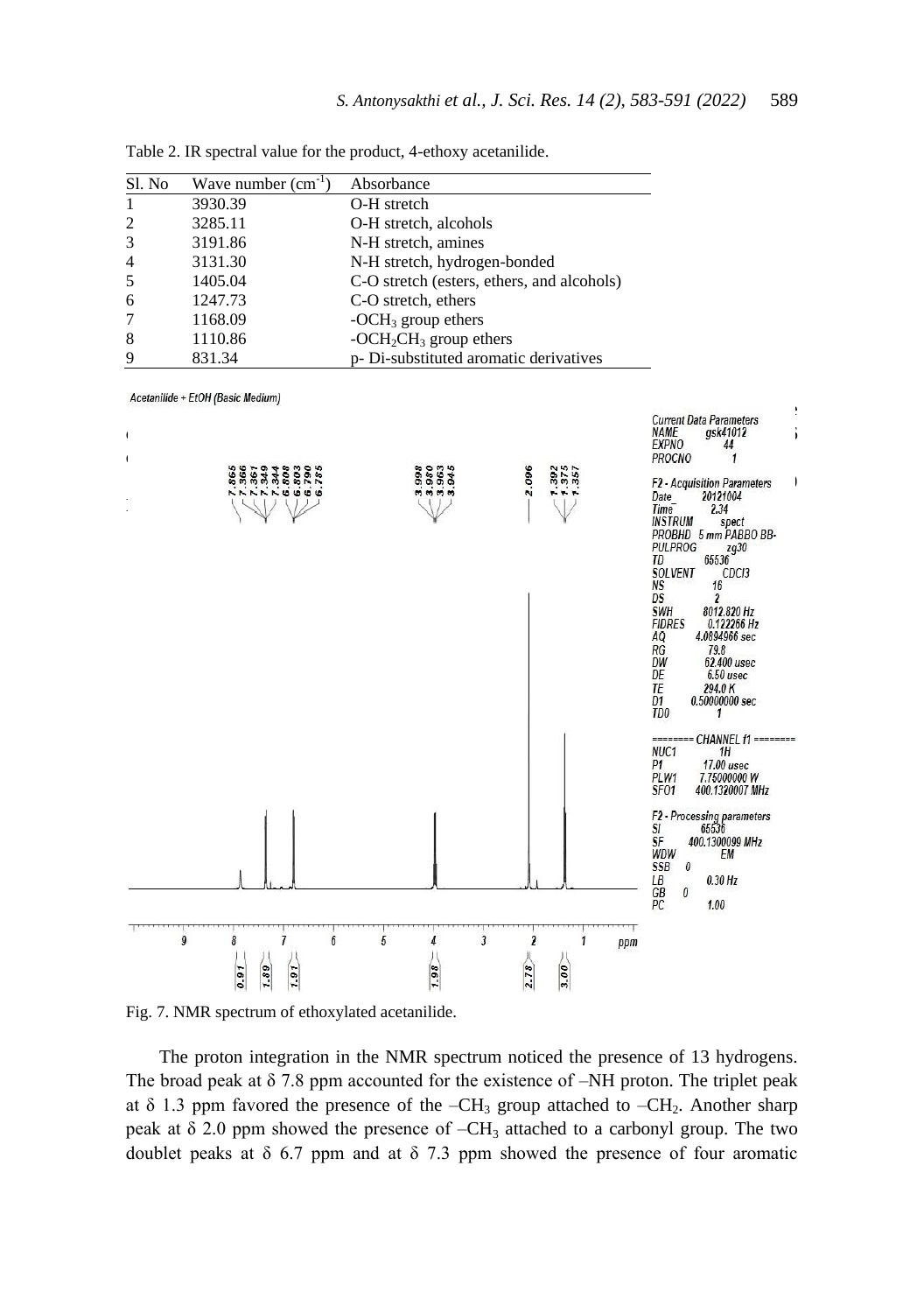Table 2. IR spectral value for the product, 4-ethoxy acetanilide.

| Sl. No | Wave number ($cm^{-1}$) | Absorbance |
| --- | --- | --- |
| 1 | 3930.39 | O-H stretch |
| 2 | 3285.11 | O-H stretch, alcohols |
| 3 | 3191.86 | N-H stretch, amines |
| 4 | 3131.30 | N-H stretch, hydrogen-bonded |
| 5 | 1405.04 | C-O stretch (esters, ethers, and alcohols) |
| 6 | 1247.73 | C-O stretch, ethers |
| 7 | 1168.09 | $-OCH_3$ group ethers |
| 8 | 1110.86 | $-OCH_2CH_3$ group ethers |
| 9 | 831.34 | p- Di-substituted aromatic derivatives |

Fig. 7. NMR spectrum of ethoxylated acetanilide.

The proton integration in the NMR spectrum noticed the presence of 13 hydrogens. The broad peak at δ 7.8 ppm accounted for the existence of –NH proton. The triplet peak at δ 1.3 ppm favored the presence of the $-CH_3$ group attached to $-CH_2$. Another sharp peak at δ 2.0 ppm showed the presence of $-CH_3$ attached to a carbonyl group. The two doublet peaks at δ 6.7 ppm and at δ 7.3 ppm showed the presence of four aromatic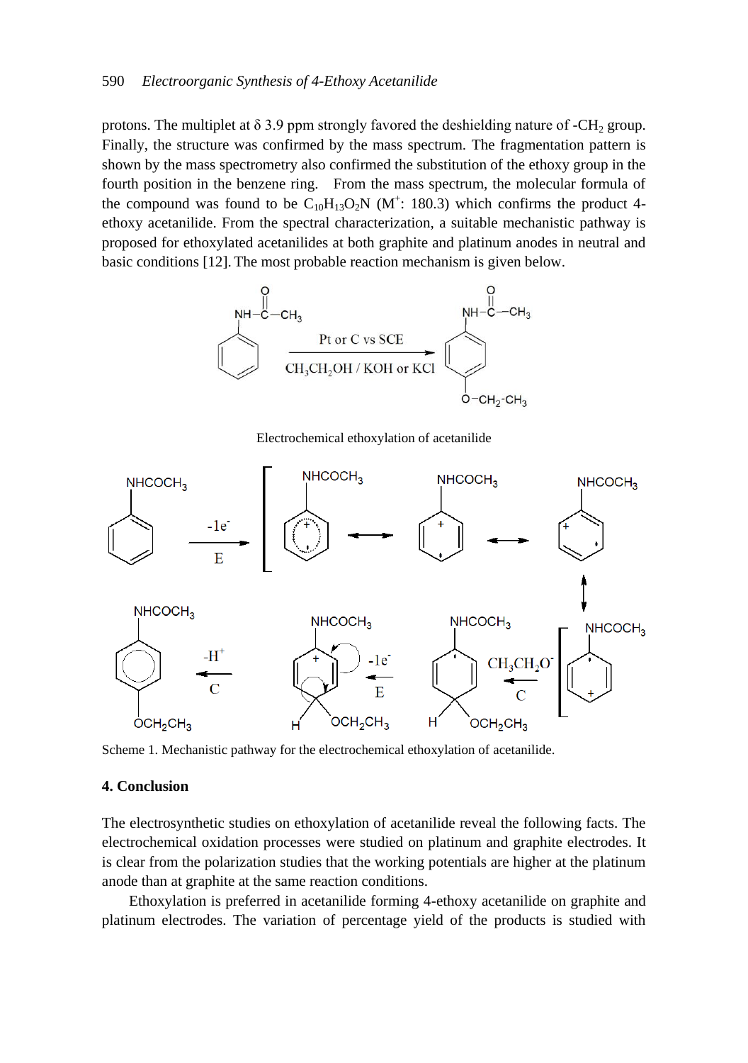protons. The multiplet at δ 3.9 ppm strongly favored the deshielding nature of $-CH_2$ group. Finally, the structure was confirmed by the mass spectrum. The fragmentation pattern is shown by the mass spectrometry also confirmed the substitution of the ethoxy group in the fourth position in the benzene ring. From the mass spectrum, the molecular formula of the compound was found to be $C_{10}H_{13}O_2N$ ($M^+$: 180.3) which confirms the product 4-ethoxy acetanilide. From the spectral characterization, a suitable mechanistic pathway is proposed for ethoxylated acetanilides at both graphite and platinum anodes in neutral and basic conditions [12]. The most probable reaction mechanism is given below.

Electrochemical ethoxylation of acetanilide

Scheme 1. Mechanistic pathway for the electrochemical ethoxylation of acetanilide.

## 4. Conclusion

The electrosynthetic studies on ethoxylation of acetanilide reveal the following facts. The electrochemical oxidation processes were studied on platinum and graphite electrodes. It is clear from the polarization studies that the working potentials are higher at the platinum anode than at graphite at the same reaction conditions.

Ethoxylation is preferred in acetanilide forming 4-ethoxy acetanilide on graphite and platinum electrodes. The variation of percentage yield of the products is studied with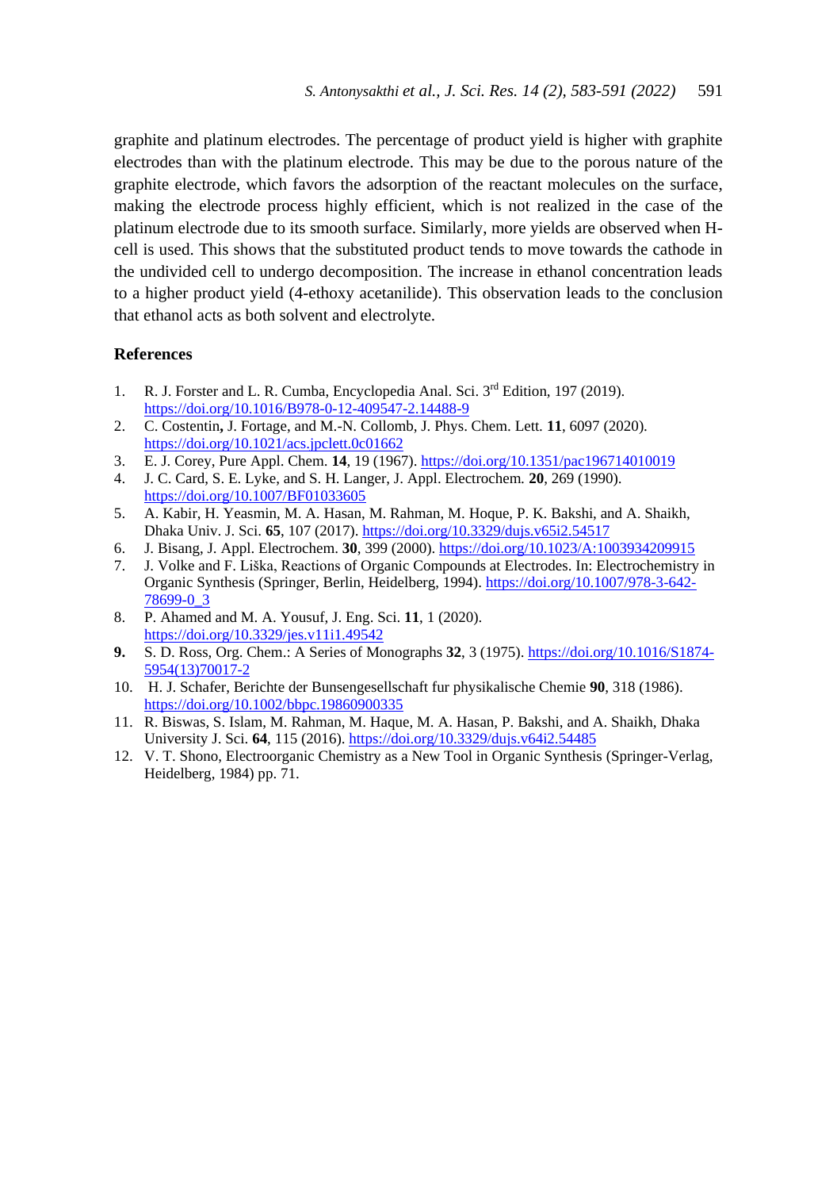graphite and platinum electrodes. The percentage of product yield is higher with graphite electrodes than with the platinum electrode. This may be due to the porous nature of the graphite electrode, which favors the adsorption of the reactant molecules on the surface, making the electrode process highly efficient, which is not realized in the case of the platinum electrode due to its smooth surface. Similarly, more yields are observed when H-cell is used. This shows that the substituted product tends to move towards the cathode in the undivided cell to undergo decomposition. The increase in ethanol concentration leads to a higher product yield (4-ethoxy acetanilide). This observation leads to the conclusion that ethanol acts as both solvent and electrolyte.

## References

1. R. J. Forster and L. R. Cumba, Encyclopedia Anal. Sci. 3rd Edition, 197 (2019). https://doi.org/10.1016/B978-0-12-409547-2.14488-9
2. C. Costentin, J. Fortage, and M.-N. Collomb, J. Phys. Chem. Lett. **11**, 6097 (2020). https://doi.org/10.1021/acs.jpclett.0c01662
3. E. J. Corey, Pure Appl. Chem. **14**, 19 (1967). https://doi.org/10.1351/pac196714010019
4. J. C. Card, S. E. Lyke, and S. H. Langer, J. Appl. Electrochem. **20**, 269 (1990). https://doi.org/10.1007/BF01033605
5. A. Kabir, H. Yeasmin, M. A. Hasan, M. Rahman, M. Hoque, P. K. Bakshi, and A. Shaikh, Dhaka Univ. J. Sci. **65**, 107 (2017). https://doi.org/10.3329/dujs.v65i2.54517
6. J. Bisang, J. Appl. Electrochem. **30**, 399 (2000). https://doi.org/10.1023/A:1003934209915
7. J. Volke and F. Liška, Reactions of Organic Compounds at Electrodes. In: Electrochemistry in Organic Synthesis (Springer, Berlin, Heidelberg, 1994). https://doi.org/10.1007/978-3-642-78699-0_3
8. P. Ahamed and M. A. Yousuf, J. Eng. Sci. **11**, 1 (2020). https://doi.org/10.3329/jes.v11i1.49542
9. S. D. Ross, Org. Chem.: A Series of Monographs **32**, 3 (1975). https://doi.org/10.1016/S1874-5954(13)70017-2
10. H. J. Schafer, Berichte der Bunsengesellschaft fur physikalische Chemie **90**, 318 (1986). https://doi.org/10.1002/bbpc.19860900335
11. R. Biswas, S. Islam, M. Rahman, M. Haque, M. A. Hasan, P. Bakshi, and A. Shaikh, Dhaka University J. Sci. **64**, 115 (2016). https://doi.org/10.3329/dujs.v64i2.54485
12. V. T. Shono, Electroorganic Chemistry as a New Tool in Organic Synthesis (Springer-Verlag, Heidelberg, 1984) pp. 71.